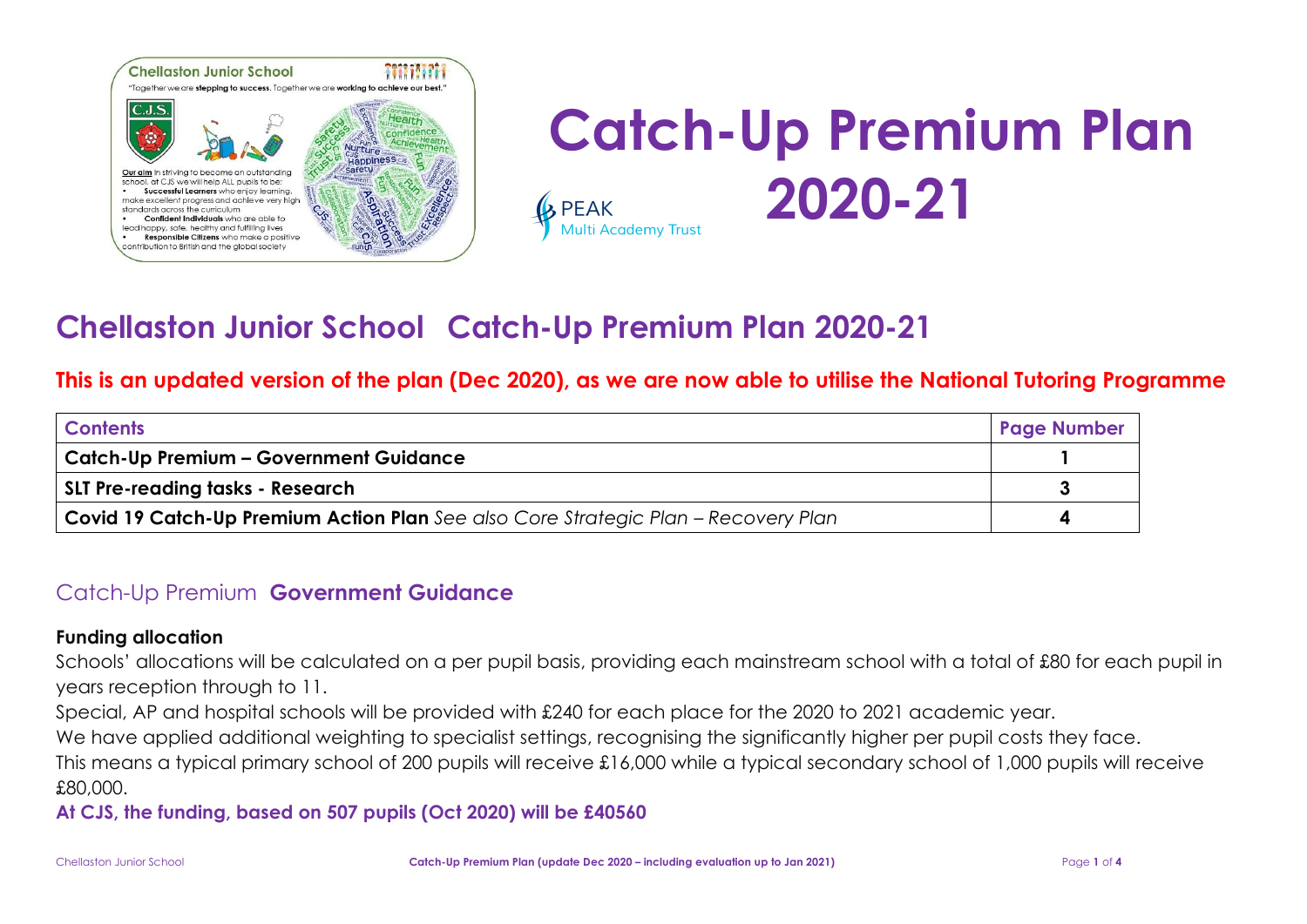# Catch-Up Premium Plan 2020-21

## Chellaston Junior School Catch-Up Premium Plan 2020-21

### This is an updated version of the plan (Dec 2020), as we are now able to utilise the National Tutoring Programme

| Contents | Page Number |
|---|---|
| **Catch-Up Premium – Government Guidance** | **1** |
| **SLT Pre-reading tasks - Research** | **3** |
| **Covid 19 Catch-Up Premium Action Plan** *See also Core Strategic Plan – Recovery Plan* | **4** |

## Catch-Up Premium **Government Guidance**

**Funding allocation**

Schools' allocations will be calculated on a per pupil basis, providing each mainstream school with a total of £80 for each pupil in years reception through to 11.

Special, AP and hospital schools will be provided with £240 for each place for the 2020 to 2021 academic year.

We have applied additional weighting to specialist settings, recognising the significantly higher per pupil costs they face.

This means a typical primary school of 200 pupils will receive £16,000 while a typical secondary school of 1,000 pupils will receive £80,000.

**At CJS, the funding, based on 507 pupils (Oct 2020) will be £40560**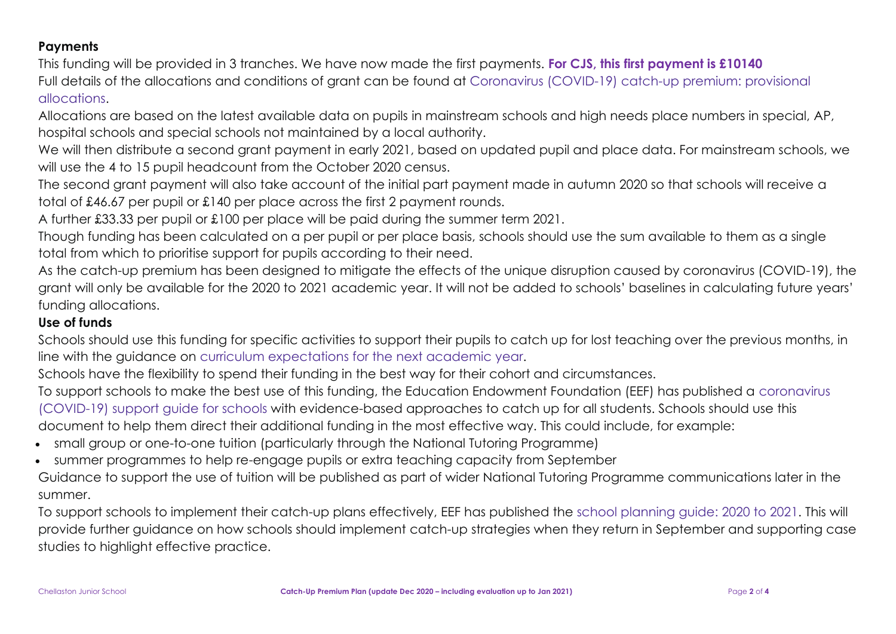## Payments

This funding will be provided in 3 tranches. We have now made the first payments. **For CJS, this first payment is £10140**

Full details of the allocations and conditions of grant can be found at Coronavirus (COVID-19) catch-up premium: provisional allocations.

Allocations are based on the latest available data on pupils in mainstream schools and high needs place numbers in special, AP, hospital schools and special schools not maintained by a local authority.

We will then distribute a second grant payment in early 2021, based on updated pupil and place data. For mainstream schools, we will use the 4 to 15 pupil headcount from the October 2020 census.

The second grant payment will also take account of the initial part payment made in autumn 2020 so that schools will receive a total of £46.67 per pupil or £140 per place across the first 2 payment rounds.

A further £33.33 per pupil or £100 per place will be paid during the summer term 2021.

Though funding has been calculated on a per pupil or per place basis, schools should use the sum available to them as a single total from which to prioritise support for pupils according to their need.

As the catch-up premium has been designed to mitigate the effects of the unique disruption caused by coronavirus (COVID-19), the grant will only be available for the 2020 to 2021 academic year. It will not be added to schools' baselines in calculating future years' funding allocations.

## Use of funds

Schools should use this funding for specific activities to support their pupils to catch up for lost teaching over the previous months, in line with the guidance on curriculum expectations for the next academic year.

Schools have the flexibility to spend their funding in the best way for their cohort and circumstances.

To support schools to make the best use of this funding, the Education Endowment Foundation (EEF) has published a coronavirus (COVID-19) support guide for schools with evidence-based approaches to catch up for all students. Schools should use this document to help them direct their additional funding in the most effective way. This could include, for example:

- small group or one-to-one tuition (particularly through the National Tutoring Programme)
- summer programmes to help re-engage pupils or extra teaching capacity from September

Guidance to support the use of tuition will be published as part of wider National Tutoring Programme communications later in the summer.

To support schools to implement their catch-up plans effectively, EEF has published the school planning guide: 2020 to 2021. This will provide further guidance on how schools should implement catch-up strategies when they return in September and supporting case studies to highlight effective practice.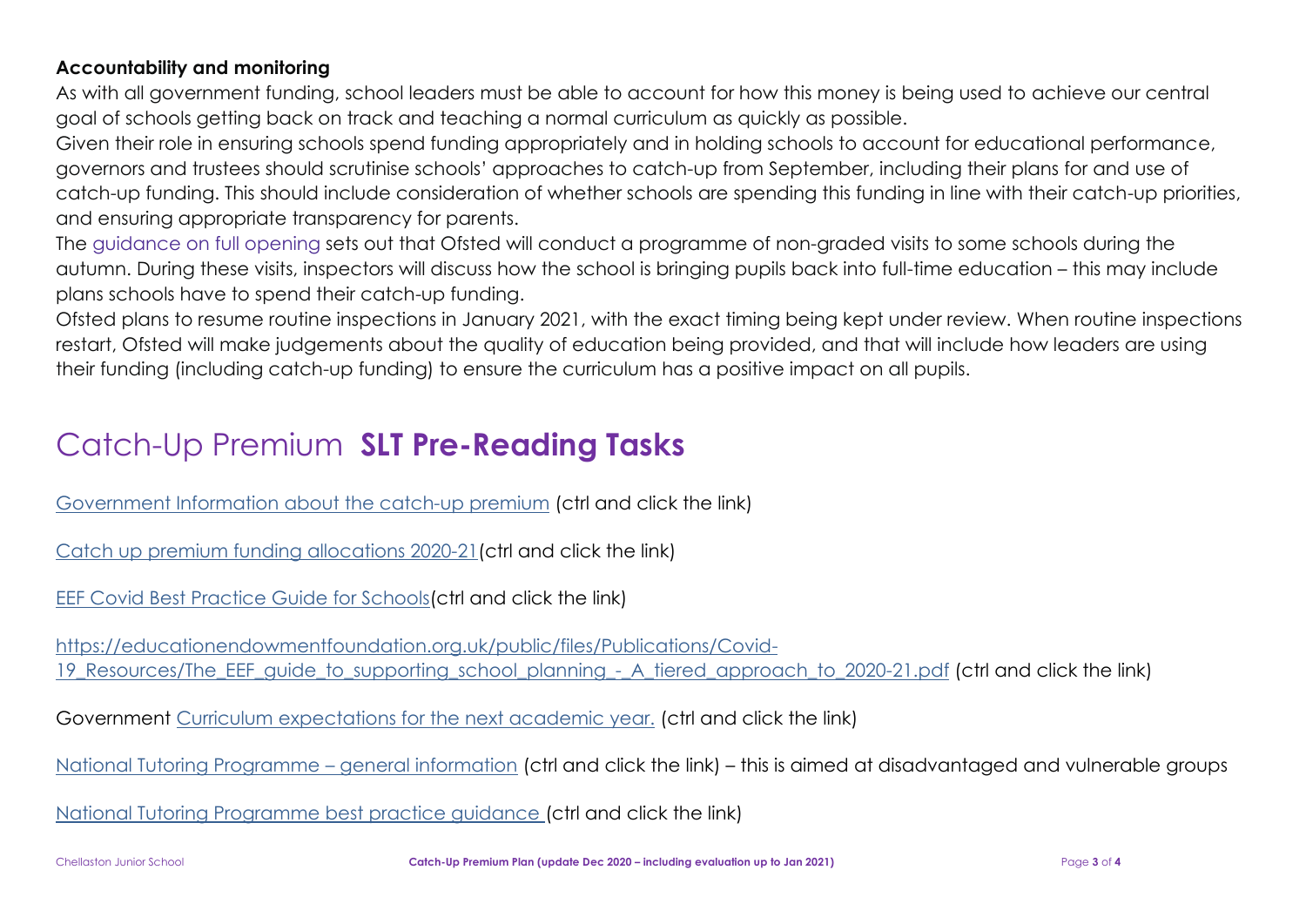**Accountability and monitoring**

As with all government funding, school leaders must be able to account for how this money is being used to achieve our central goal of schools getting back on track and teaching a normal curriculum as quickly as possible.

Given their role in ensuring schools spend funding appropriately and in holding schools to account for educational performance, governors and trustees should scrutinise schools' approaches to catch-up from September, including their plans for and use of catch-up funding. This should include consideration of whether schools are spending this funding in line with their catch-up priorities, and ensuring appropriate transparency for parents.

The guidance on full opening sets out that Ofsted will conduct a programme of non-graded visits to some schools during the autumn. During these visits, inspectors will discuss how the school is bringing pupils back into full-time education – this may include plans schools have to spend their catch-up funding.

Ofsted plans to resume routine inspections in January 2021, with the exact timing being kept under review. When routine inspections restart, Ofsted will make judgements about the quality of education being provided, and that will include how leaders are using their funding (including catch-up funding) to ensure the curriculum has a positive impact on all pupils.

# Catch-Up Premium **SLT Pre-Reading Tasks**

Government Information about the catch-up premium (ctrl and click the link)

Catch up premium funding allocations 2020-21(ctrl and click the link)

EEF Covid Best Practice Guide for Schools(ctrl and click the link)

https://educationendowmentfoundation.org.uk/public/files/Publications/Covid-19_Resources/The_EEF_guide_to_supporting_school_planning_-_A_tiered_approach_to_2020-21.pdf (ctrl and click the link)

Government Curriculum expectations for the next academic year. (ctrl and click the link)

National Tutoring Programme – general information (ctrl and click the link) – this is aimed at disadvantaged and vulnerable groups

National Tutoring Programme best practice guidance (ctrl and click the link)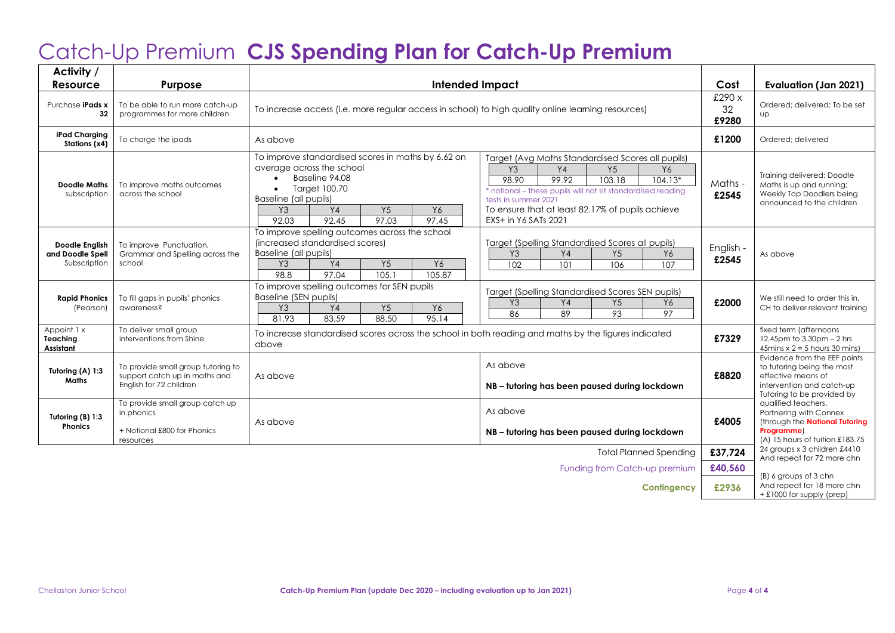# Catch-Up Premium **CJS Spending Plan for Catch-Up Premium**

| Activity / Resource | Purpose | Intended Impact | | Cost | Evaluation (Jan 2021) |
|---|---|---|---|---|---|
| Purchase **iPads x 32** | To be able to run more catch-up programmes for more children | To increase access (i.e. more regular access in school) to high quality online learning resources) | | £290 x 32 **£9280** | Ordered; delivered; To be set up |
| **iPad Charging Stations (x4)** | To charge the ipads | As above | | **£1200** | Ordered; delivered |
| **Doodle Maths** subscription | To improve maths outcomes across the school | To improve standardised scores in maths by 6.62 on average across the school<br>• Baseline 94.08<br>• Target 100.70<br>Baseline (all pupils)<br>Y3: 92.03, Y4: 92.45, Y5: 97.03, Y6: 97.45 | Target (Avg Maths Standardised Scores all pupils)<br>Y3: 98.90, Y4: 99.92, Y5: 103.18, Y6: 104.13*<br>* notional – these pupils will not sit standardised reading tests in summer 2021<br>To ensure that at least 82.17% of pupils achieve EXS+ in Y6 SATs 2021 | Maths - **£2545** | Training delivered; Doodle Maths is up and running; Weekly Top Doodlers being announced to the children |
| **Doodle English and Doodle Spell** Subscription | To improve Punctuation, Grammar and Spelling across the school | To improve spelling outcomes across the school (increased standardised scores)<br>Baseline (all pupils)<br>Y3: 98.8, Y4: 97.04, Y5: 105.1, Y6: 105.87 | Target (Spelling Standardised Scores all pupils)<br>Y3: 102, Y4: 101, Y5: 106, Y6: 107 | English - **£2545** | As above |
| **Rapid Phonics** (Pearson) | To fill gaps in pupils' phonics awareness? | To improve spelling outcomes for SEN pupils<br>Baseline (SEN pupils)<br>Y3: 81.93, Y4: 83.59, Y5: 88.50, Y6: 95.14 | Target (Spelling Standardised Scores SEN pupils)<br>Y3: 86, Y4: 89, Y5: 93, Y6: 97 | **£2000** | We still need to order this in. CH to deliver relevant training |
| Appoint 1 x **Teaching Assistant** | To deliver small group interventions from Shine | To increase standardised scores across the school in both reading and maths by the figures indicated above | | **£7329** | fixed term (afternoons 12.45pm to 3.30pm – 2 hrs 45mins x 2 = 5 hours 30 mins) |
| **Tutoring (A) 1:3 Maths** | To provide small group tutoring to support catch up in maths and English for 72 children | As above | As above<br>**NB – tutoring has been paused during lockdown** | **£8820** | Evidence from the EEF points to tutoring being the most effective means of intervention and catch-up Tutoring to be provided by qualified teachers. Partnering with Connex (through the **National Tutoring Programme**)<br>(A) 15 hours of tuition £183.75<br>24 groups x 3 children £4410<br>And repeat for 72 more chn<br>(B) 6 groups of 3 chn<br>And repeat for 18 more chn<br>+ £1000 for supply (prep) |
| **Tutoring (B) 1:3 Phonics** | To provide small group catch up in phonics<br>+ Notional £800 for Phonics resources | As above | As above<br>**NB – tutoring has been paused during lockdown** | **£4005** | |
| | | | Total Planned Spending | **£37,724** | |
| | | | Funding from Catch-up premium | **£40,560** | |
| | | | **Contingency** | **£2936** | |